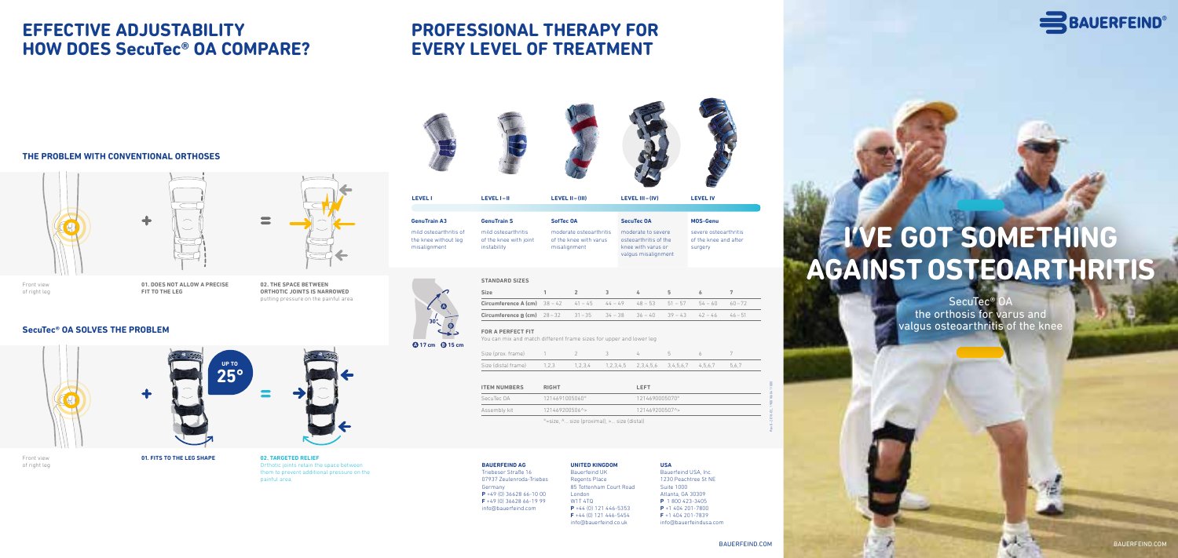# EFFECTIVE ADJUSTABILITY HOW DOES SecuTec® OA COMPARE?

## THE PROBLEM WITH CONVENTIONAL ORTHOSES

Front view of right leg

**01. DOES NOT ALLOW A PRECISE FIT TO THE LEG**

**02. THE SPACE BETWEEN ORTHOTIC JOINTS IS NARROWED** putting pressure on the painful area

## SecuTec® OA SOLVES THE PROBLEM

UP TO 25°

Front view of right leg

**01. FITS TO THE LEG SHAPE**

**02. TARGETED RELIEF**
Orthotic joints retain the space between them to prevent additional pressure on the painful area

# PROFESSIONAL THERAPY FOR EVERY LEVEL OF TREATMENT

| LEVEL I | LEVEL I – II | LEVEL II – (III) | LEVEL III – (IV) | LEVEL IV |
|---|---|---|---|---|
| **GenuTrain A3** | **GenuTrain S** | **SofTec OA** | **SecuTec OA** | **MOS-Genu** |
| mild osteoarthritis of the knee without leg misalignment | mild osteoarthritis of the knee with joint instability | moderate osteoarthritis of the knee with varus misalignment | moderate to severe osteoarthritis of the knee with varus or valgus misalignment | severe osteoarthritis of the knee and after surgery |

30° A 17 cm B 15 cm

**STANDARD SIZES**

| Size | 1 | 2 | 3 | 4 | 5 | 6 | 7 |
|---|---|---|---|---|---|---|---|
| **Circumference A (cm)** | 38 – 42 | 41 – 45 | 44 – 49 | 48 – 53 | 51 – 57 | 54 – 60 | 60 – 72 |
| **Circumference B (cm)** | 28 – 32 | 31 – 35 | 34 – 38 | 36 – 40 | 39 – 43 | 42 – 46 | 46 – 51 |

**FOR A PERFECT FIT**
You can mix and match different frame sizes for upper and lower leg

| Size (prox. frame) | 1 | 2 | 3 | 4 | 5 | 6 | 7 |
|---|---|---|---|---|---|---|---|
| Size (distal frame) | 1,2,3 | 1,2,3,4 | 1,2,3,4,5 | 2,3,4,5,6 | 3,4,5,6,7 | 4,5,6,7 | 5,6,7 |

| ITEM NUMBERS | RIGHT | LEFT |
|---|---|---|
| SecuTec OA | 1214691005060* | 1214690005070* |
| Assembly kit | 121469200506^> | 121469200507^> |
| | *=size, ^... size (proximal), >... size (distal) | |

**BAUERFEIND AG**
Triebeser Straße 16
07937 Zeulenroda-Triebes
Germany
**P** +49 (0) 36628 66-10 00
**F** +49 (0) 36628 66-19 99
info@bauerfeind.com

**UNITED KINGDOM**
Bauerfeind UK
Regents Place
85 Tottenham Court Road
London
W1T 4TQ
**P** +44 (0) 121 446-5353
**F** +44 (0) 121 446-5454
info@bauerfeind.co.uk

**USA**
Bauerfeind USA, Inc.
1230 Peachtree St NE
Suite 1000
Atlanta, GA 30309
**P** 1 800 423-3405
**P** +1 404 201-7800
**F** +1 404 201-7839
info@bauerfeindusa.com

BAUERFEIND.COM

BAUERFEIND®

# I'VE GOT SOMETHING AGAINST OSTEOARTHRITIS

SecuTec® OA
the orthosis for varus and valgus osteoarthritis of the knee

BAUERFEIND.COM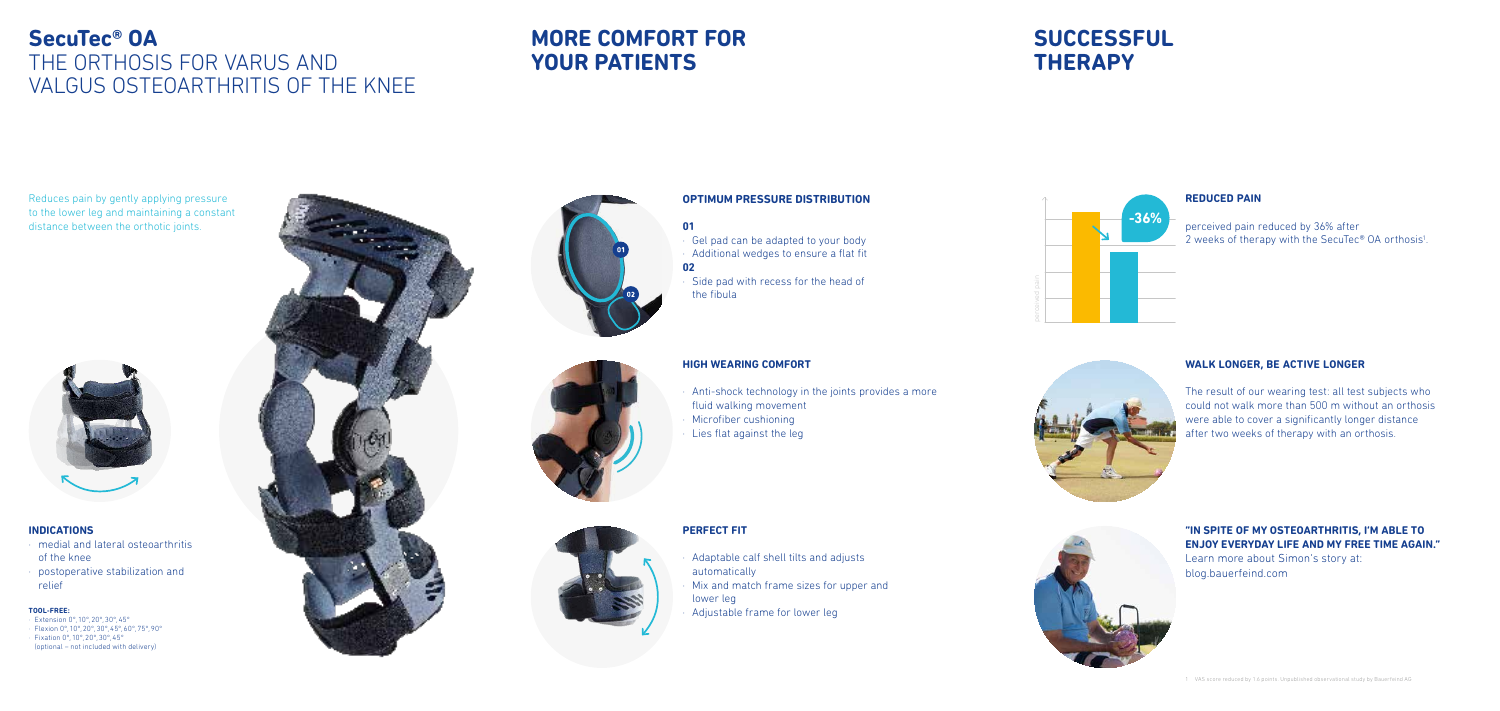# SecuTec® OA
THE ORTHOSIS FOR VARUS AND VALGUS OSTEOARTHRITIS OF THE KNEE

Reduces pain by gently applying pressure to the lower leg and maintaining a constant distance between the orthotic joints.

### INDICATIONS

- medial and lateral osteoarthritis of the knee
- postoperative stabilization and relief

**TOOL-FREE:**

- Extension 0°, 10°, 20°, 30°, 45°
- Flexion 0°, 10°, 20°, 30°, 45°, 60°, 75°, 90°
- Fixation 0°, 10°, 20°, 30°, 45° (optional – not included with delivery)

# MORE COMFORT FOR YOUR PATIENTS

### OPTIMUM PRESSURE DISTRIBUTION

**01**

- Gel pad can be adapted to your body
- Additional wedges to ensure a flat fit

**02**

- Side pad with recess for the head of the fibula

### HIGH WEARING COMFORT

- Anti-shock technology in the joints provides a more fluid walking movement
- Microfiber cushioning
- Lies flat against the leg

### PERFECT FIT

- Adaptable calf shell tilts and adjusts automatically
- Mix and match frame sizes for upper and lower leg
- Adjustable frame for lower leg

# SUCCESSFUL THERAPY

-36%

perceived pain

### REDUCED PAIN

perceived pain reduced by 36% after 2 weeks of therapy with the SecuTec® OA orthosis[1].

### WALK LONGER, BE ACTIVE LONGER

The result of our wearing test: all test subjects who could not walk more than 500 m without an orthosis were able to cover a significantly longer distance after two weeks of therapy with an orthosis.

### "IN SPITE OF MY OSTEOARTHRITIS, I'M ABLE TO ENJOY EVERYDAY LIFE AND MY FREE TIME AGAIN."

Learn more about Simon's story at: blog.bauerfeind.com

1 VAS score reduced by 1.6 points. Unpublished observational study by Bauerfeind AG